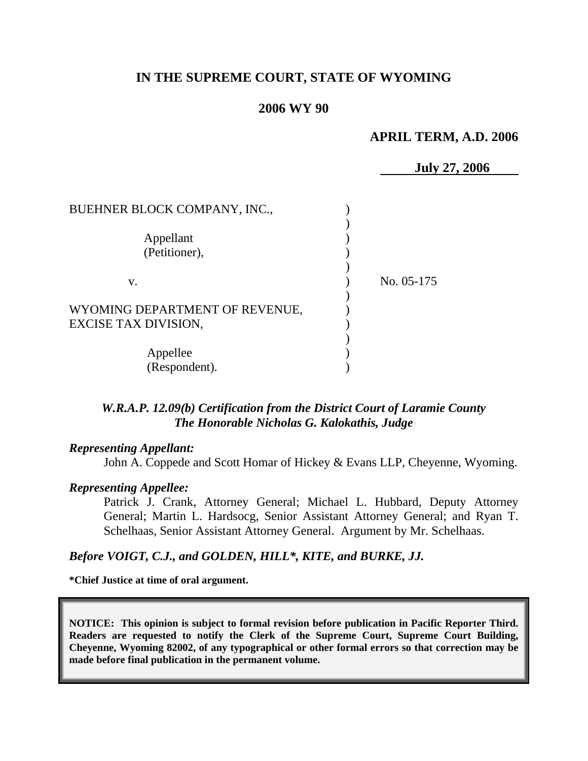# IN THE SUPREME COURT, STATE OF WYOMING

## 2006 WY 90

**APRIL TERM, A.D. 2006**

**July 27, 2006**

BUEHNER BLOCK COMPANY, INC.,

Appellant
(Petitioner),

v.

WYOMING DEPARTMENT OF REVENUE, EXCISE TAX DIVISION,

Appellee
(Respondent).

No. 05-175

*W.R.A.P. 12.09(b) Certification from the District Court of Laramie County*
*The Honorable Nicholas G. Kalokathis, Judge*

***Representing Appellant:***

John A. Coppede and Scott Homar of Hickey & Evans LLP, Cheyenne, Wyoming.

***Representing Appellee:***

Patrick J. Crank, Attorney General; Michael L. Hubbard, Deputy Attorney General; Martin L. Hardsocg, Senior Assistant Attorney General; and Ryan T. Schelhaas, Senior Assistant Attorney General. Argument by Mr. Schelhaas.

***Before VOIGT, C.J., and GOLDEN, HILL\*, KITE, and BURKE, JJ.***

**\*Chief Justice at time of oral argument.**

**NOTICE: This opinion is subject to formal revision before publication in Pacific Reporter Third. Readers are requested to notify the Clerk of the Supreme Court, Supreme Court Building, Cheyenne, Wyoming 82002, of any typographical or other formal errors so that correction may be made before final publication in the permanent volume.**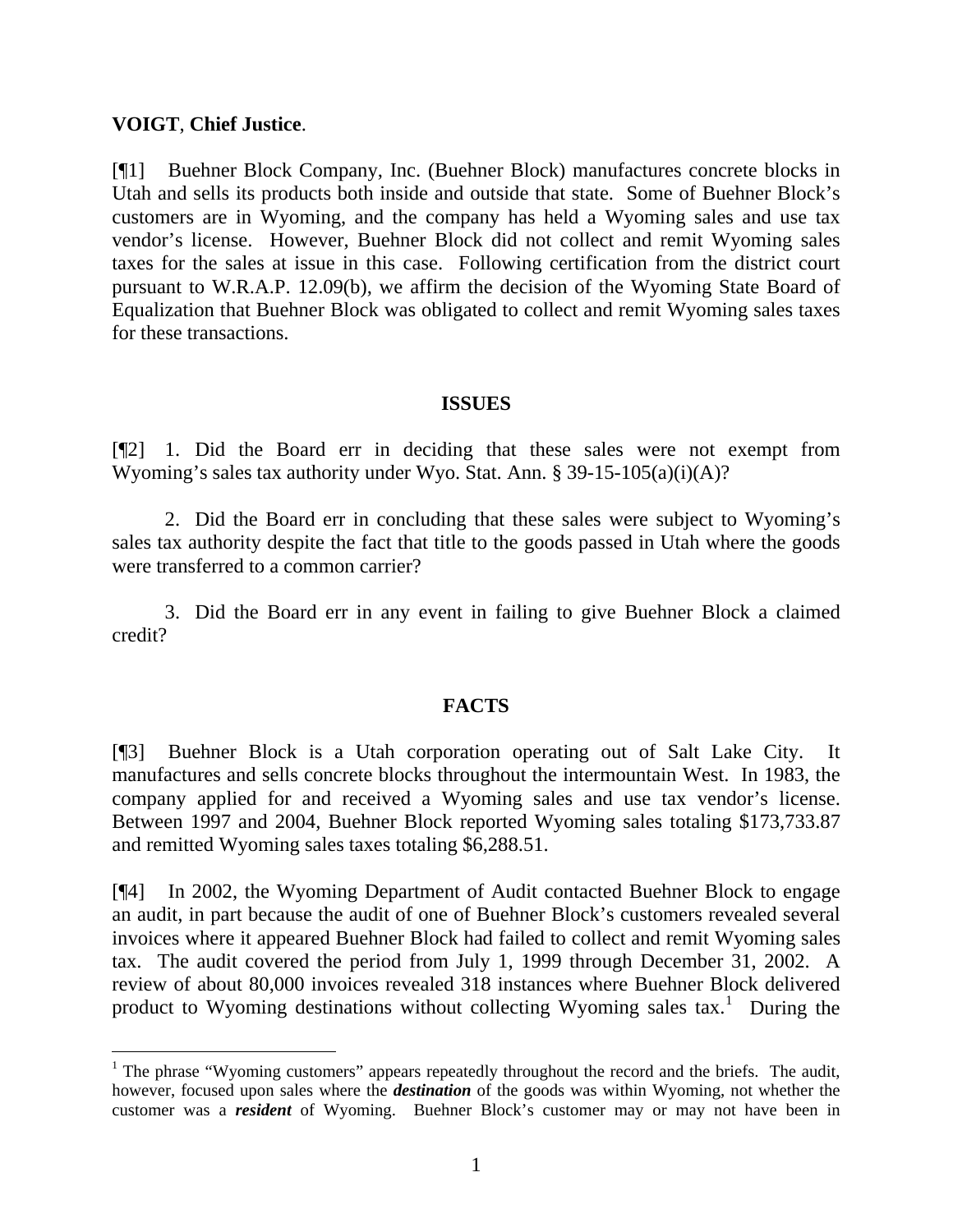**VOIGT**, **Chief Justice**.

[¶1] Buehner Block Company, Inc. (Buehner Block) manufactures concrete blocks in Utah and sells its products both inside and outside that state. Some of Buehner Block's customers are in Wyoming, and the company has held a Wyoming sales and use tax vendor's license. However, Buehner Block did not collect and remit Wyoming sales taxes for the sales at issue in this case. Following certification from the district court pursuant to W.R.A.P. 12.09(b), we affirm the decision of the Wyoming State Board of Equalization that Buehner Block was obligated to collect and remit Wyoming sales taxes for these transactions.

## ISSUES

[¶2] 1. Did the Board err in deciding that these sales were not exempt from Wyoming's sales tax authority under Wyo. Stat. Ann. § 39-15-105(a)(i)(A)?

2. Did the Board err in concluding that these sales were subject to Wyoming's sales tax authority despite the fact that title to the goods passed in Utah where the goods were transferred to a common carrier?

3. Did the Board err in any event in failing to give Buehner Block a claimed credit?

## FACTS

[¶3] Buehner Block is a Utah corporation operating out of Salt Lake City. It manufactures and sells concrete blocks throughout the intermountain West. In 1983, the company applied for and received a Wyoming sales and use tax vendor's license. Between 1997 and 2004, Buehner Block reported Wyoming sales totaling $173,733.87 and remitted Wyoming sales taxes totaling $6,288.51.

[¶4] In 2002, the Wyoming Department of Audit contacted Buehner Block to engage an audit, in part because the audit of one of Buehner Block's customers revealed several invoices where it appeared Buehner Block had failed to collect and remit Wyoming sales tax. The audit covered the period from July 1, 1999 through December 31, 2002. A review of about 80,000 invoices revealed 318 instances where Buehner Block delivered product to Wyoming destinations without collecting Wyoming sales tax.[1] During the

---

[1] The phrase "Wyoming customers" appears repeatedly throughout the record and the briefs. The audit, however, focused upon sales where the ***destination*** of the goods was within Wyoming, not whether the customer was a ***resident*** of Wyoming. Buehner Block's customer may or may not have been in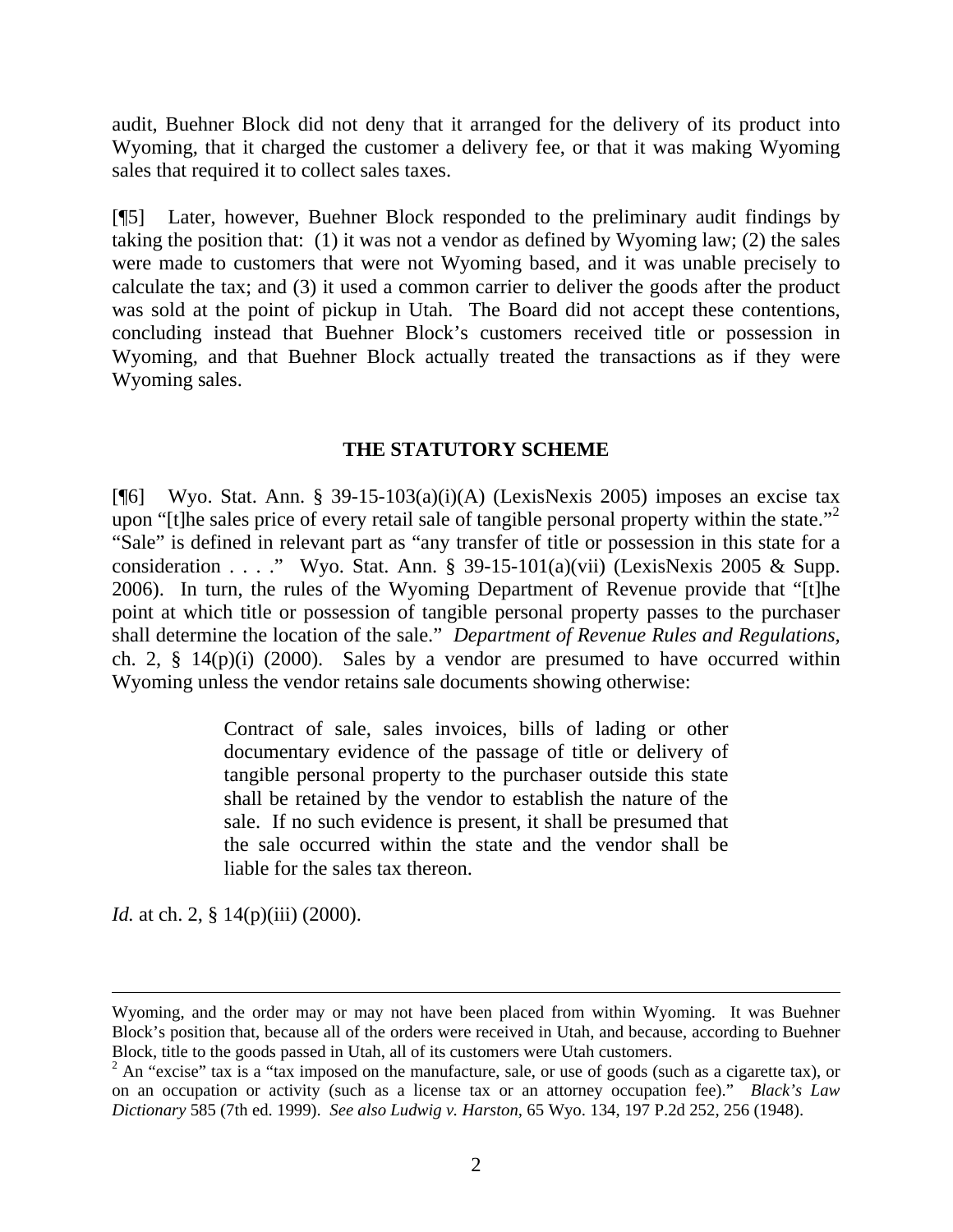audit, Buehner Block did not deny that it arranged for the delivery of its product into Wyoming, that it charged the customer a delivery fee, or that it was making Wyoming sales that required it to collect sales taxes.

[¶5] Later, however, Buehner Block responded to the preliminary audit findings by taking the position that: (1) it was not a vendor as defined by Wyoming law; (2) the sales were made to customers that were not Wyoming based, and it was unable precisely to calculate the tax; and (3) it used a common carrier to deliver the goods after the product was sold at the point of pickup in Utah. The Board did not accept these contentions, concluding instead that Buehner Block's customers received title or possession in Wyoming, and that Buehner Block actually treated the transactions as if they were Wyoming sales.

**THE STATUTORY SCHEME**

[¶6] Wyo. Stat. Ann. § 39-15-103(a)(i)(A) (LexisNexis 2005) imposes an excise tax upon "[t]he sales price of every retail sale of tangible personal property within the state."[2] "Sale" is defined in relevant part as "any transfer of title or possession in this state for a consideration . . . ." Wyo. Stat. Ann. § 39-15-101(a)(vii) (LexisNexis 2005 & Supp. 2006). In turn, the rules of the Wyoming Department of Revenue provide that "[t]he point at which title or possession of tangible personal property passes to the purchaser shall determine the location of the sale." *Department of Revenue Rules and Regulations*, ch. 2, § 14(p)(i) (2000). Sales by a vendor are presumed to have occurred within Wyoming unless the vendor retains sale documents showing otherwise:

> Contract of sale, sales invoices, bills of lading or other documentary evidence of the passage of title or delivery of tangible personal property to the purchaser outside this state shall be retained by the vendor to establish the nature of the sale. If no such evidence is present, it shall be presumed that the sale occurred within the state and the vendor shall be liable for the sales tax thereon.

*Id.* at ch. 2, § 14(p)(iii) (2000).

---

Wyoming, and the order may or may not have been placed from within Wyoming. It was Buehner Block's position that, because all of the orders were received in Utah, and because, according to Buehner Block, title to the goods passed in Utah, all of its customers were Utah customers.

[2] An "excise" tax is a "tax imposed on the manufacture, sale, or use of goods (such as a cigarette tax), or on an occupation or activity (such as a license tax or an attorney occupation fee)." *Black's Law Dictionary* 585 (7th ed. 1999). *See also Ludwig v. Harston*, 65 Wyo. 134, 197 P.2d 252, 256 (1948).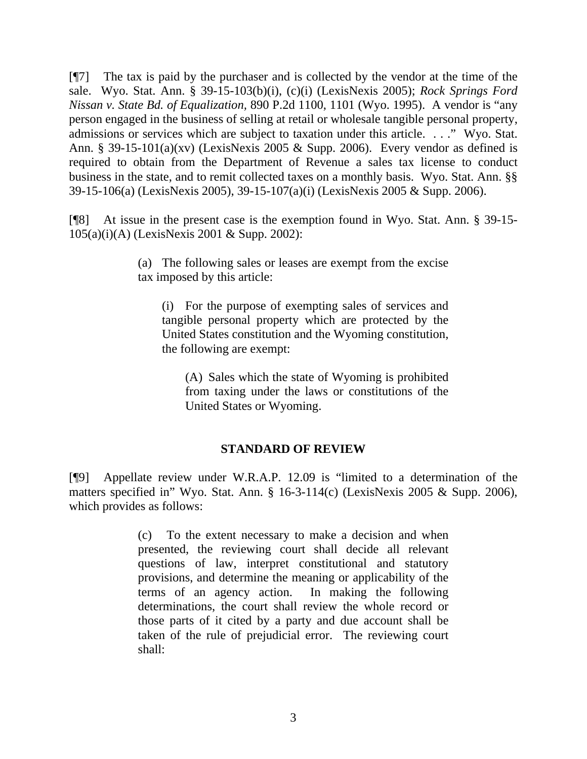[¶7] The tax is paid by the purchaser and is collected by the vendor at the time of the sale. Wyo. Stat. Ann. § 39-15-103(b)(i), (c)(i) (LexisNexis 2005); *Rock Springs Ford Nissan v. State Bd. of Equalization*, 890 P.2d 1100, 1101 (Wyo. 1995). A vendor is "any person engaged in the business of selling at retail or wholesale tangible personal property, admissions or services which are subject to taxation under this article. . . ." Wyo. Stat. Ann. § 39-15-101(a)(xv) (LexisNexis 2005 & Supp. 2006). Every vendor as defined is required to obtain from the Department of Revenue a sales tax license to conduct business in the state, and to remit collected taxes on a monthly basis. Wyo. Stat. Ann. §§ 39-15-106(a) (LexisNexis 2005), 39-15-107(a)(i) (LexisNexis 2005 & Supp. 2006).

[¶8] At issue in the present case is the exemption found in Wyo. Stat. Ann. § 39-15-105(a)(i)(A) (LexisNexis 2001 & Supp. 2002):

> (a) The following sales or leases are exempt from the excise tax imposed by this article:
>
> > (i) For the purpose of exempting sales of services and tangible personal property which are protected by the United States constitution and the Wyoming constitution, the following are exempt:
> >
> > > (A) Sales which the state of Wyoming is prohibited from taxing under the laws or constitutions of the United States or Wyoming.

## STANDARD OF REVIEW

[¶9] Appellate review under W.R.A.P. 12.09 is "limited to a determination of the matters specified in" Wyo. Stat. Ann. § 16-3-114(c) (LexisNexis 2005 & Supp. 2006), which provides as follows:

> (c) To the extent necessary to make a decision and when presented, the reviewing court shall decide all relevant questions of law, interpret constitutional and statutory provisions, and determine the meaning or applicability of the terms of an agency action. In making the following determinations, the court shall review the whole record or those parts of it cited by a party and due account shall be taken of the rule of prejudicial error. The reviewing court shall: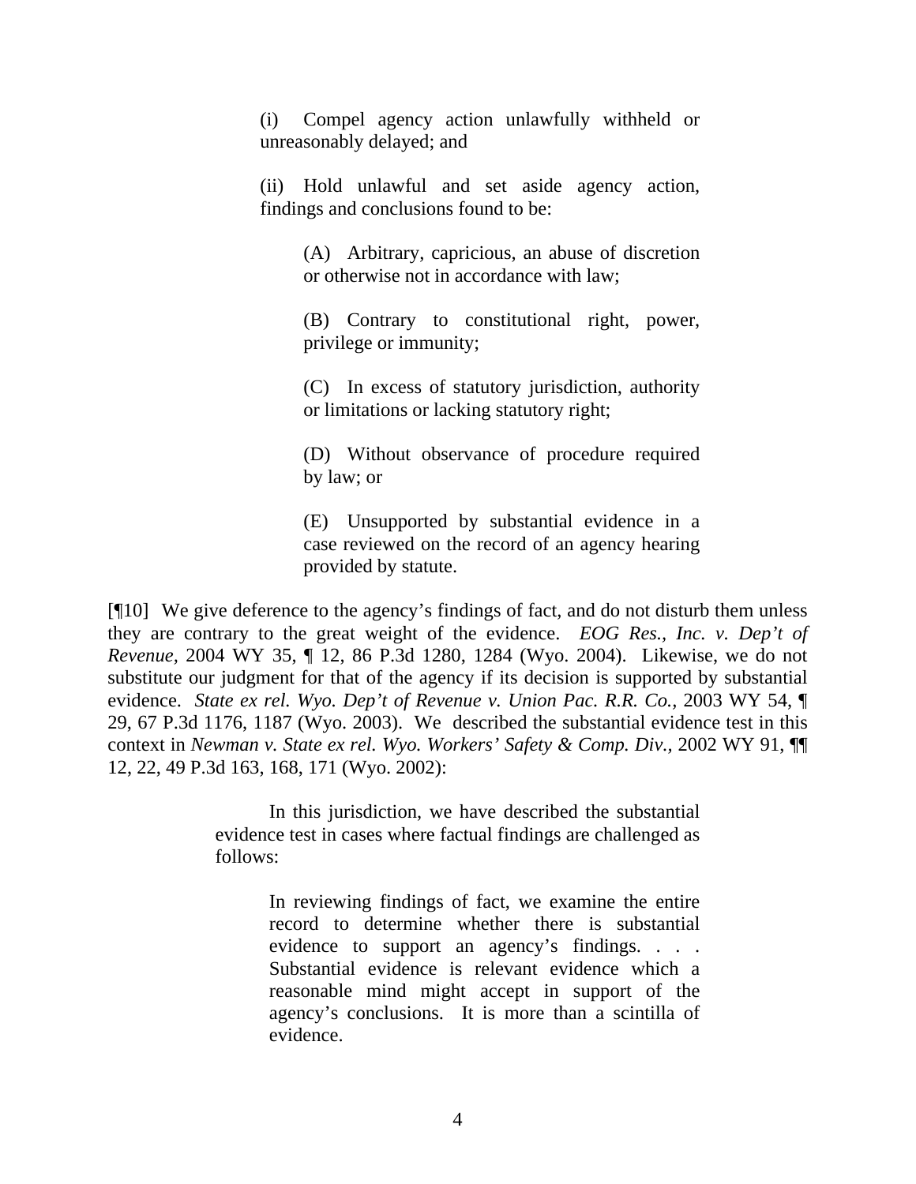> (i) Compel agency action unlawfully withheld or unreasonably delayed; and
>
> (ii) Hold unlawful and set aside agency action, findings and conclusions found to be:
>
>> (A) Arbitrary, capricious, an abuse of discretion or otherwise not in accordance with law;
>>
>> (B) Contrary to constitutional right, power, privilege or immunity;
>>
>> (C) In excess of statutory jurisdiction, authority or limitations or lacking statutory right;
>>
>> (D) Without observance of procedure required by law; or
>>
>> (E) Unsupported by substantial evidence in a case reviewed on the record of an agency hearing provided by statute.

[¶10] We give deference to the agency's findings of fact, and do not disturb them unless they are contrary to the great weight of the evidence. *EOG Res., Inc. v. Dep't of Revenue*, 2004 WY 35, ¶ 12, 86 P.3d 1280, 1284 (Wyo. 2004). Likewise, we do not substitute our judgment for that of the agency if its decision is supported by substantial evidence. *State ex rel. Wyo. Dep't of Revenue v. Union Pac. R.R. Co.*, 2003 WY 54, ¶ 29, 67 P.3d 1176, 1187 (Wyo. 2003). We described the substantial evidence test in this context in *Newman v. State ex rel. Wyo. Workers' Safety & Comp. Div.*, 2002 WY 91, ¶¶ 12, 22, 49 P.3d 163, 168, 171 (Wyo. 2002):

> In this jurisdiction, we have described the substantial evidence test in cases where factual findings are challenged as follows:
>
>> In reviewing findings of fact, we examine the entire record to determine whether there is substantial evidence to support an agency's findings. . . . Substantial evidence is relevant evidence which a reasonable mind might accept in support of the agency's conclusions. It is more than a scintilla of evidence.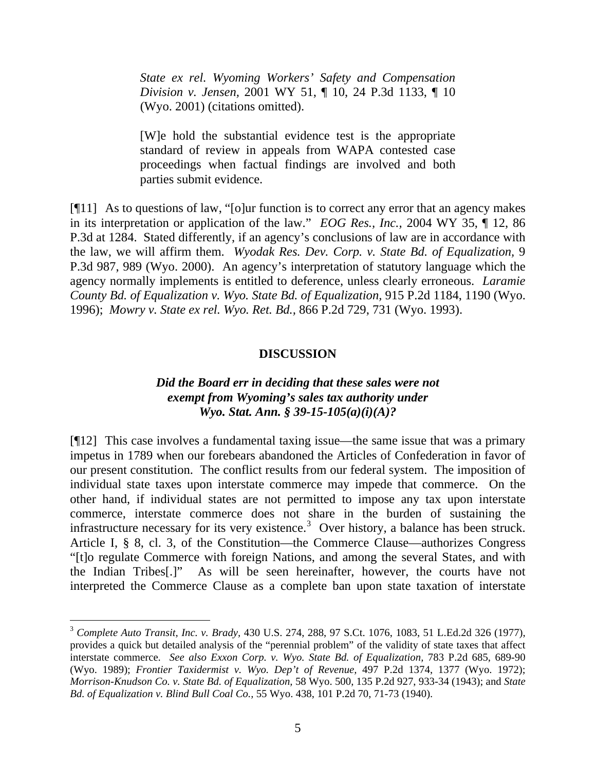> *State ex rel. Wyoming Workers' Safety and Compensation Division v. Jensen,* 2001 WY 51, ¶ 10, 24 P.3d 1133, ¶ 10 (Wyo. 2001) (citations omitted).
>
> [W]e hold the substantial evidence test is the appropriate standard of review in appeals from WAPA contested case proceedings when factual findings are involved and both parties submit evidence.

[¶11] As to questions of law, "[o]ur function is to correct any error that an agency makes in its interpretation or application of the law." *EOG Res., Inc.,* 2004 WY 35, ¶ 12, 86 P.3d at 1284. Stated differently, if an agency's conclusions of law are in accordance with the law, we will affirm them. *Wyodak Res. Dev. Corp. v. State Bd. of Equalization,* 9 P.3d 987, 989 (Wyo. 2000). An agency's interpretation of statutory language which the agency normally implements is entitled to deference, unless clearly erroneous. *Laramie County Bd. of Equalization v. Wyo. State Bd. of Equalization,* 915 P.2d 1184, 1190 (Wyo. 1996); *Mowry v. State ex rel. Wyo. Ret. Bd.,* 866 P.2d 729, 731 (Wyo. 1993).

## DISCUSSION

### *Did the Board err in deciding that these sales were not exempt from Wyoming's sales tax authority under Wyo. Stat. Ann. § 39-15-105(a)(i)(A)?*

[¶12] This case involves a fundamental taxing issue—the same issue that was a primary impetus in 1789 when our forebears abandoned the Articles of Confederation in favor of our present constitution. The conflict results from our federal system. The imposition of individual state taxes upon interstate commerce may impede that commerce. On the other hand, if individual states are not permitted to impose any tax upon interstate commerce, interstate commerce does not share in the burden of sustaining the infrastructure necessary for its very existence.[3] Over history, a balance has been struck. Article I, § 8, cl. 3, of the Constitution—the Commerce Clause—authorizes Congress "[t]o regulate Commerce with foreign Nations, and among the several States, and with the Indian Tribes[.]" As will be seen hereinafter, however, the courts have not interpreted the Commerce Clause as a complete ban upon state taxation of interstate

---

[3] *Complete Auto Transit, Inc. v. Brady,* 430 U.S. 274, 288, 97 S.Ct. 1076, 1083, 51 L.Ed.2d 326 (1977), provides a quick but detailed analysis of the "perennial problem" of the validity of state taxes that affect interstate commerce. *See also Exxon Corp. v. Wyo. State Bd. of Equalization,* 783 P.2d 685, 689-90 (Wyo. 1989); *Frontier Taxidermist v. Wyo. Dep't of Revenue,* 497 P.2d 1374, 1377 (Wyo. 1972); *Morrison-Knudson Co. v. State Bd. of Equalization,* 58 Wyo. 500, 135 P.2d 927, 933-34 (1943); and *State Bd. of Equalization v. Blind Bull Coal Co.,* 55 Wyo. 438, 101 P.2d 70, 71-73 (1940).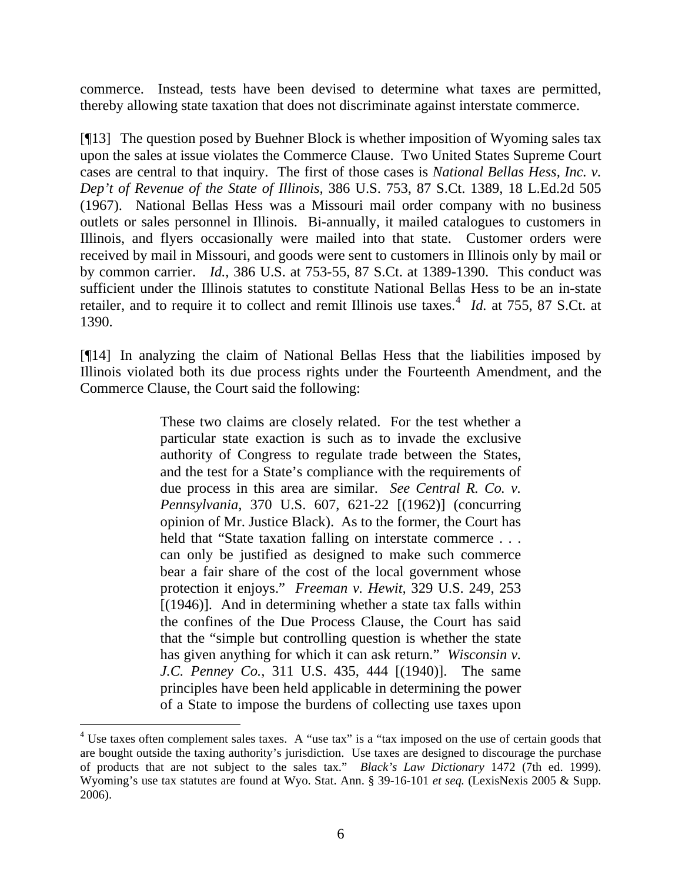commerce. Instead, tests have been devised to determine what taxes are permitted, thereby allowing state taxation that does not discriminate against interstate commerce.

[¶13] The question posed by Buehner Block is whether imposition of Wyoming sales tax upon the sales at issue violates the Commerce Clause. Two United States Supreme Court cases are central to that inquiry. The first of those cases is *National Bellas Hess, Inc. v. Dep't of Revenue of the State of Illinois*, 386 U.S. 753, 87 S.Ct. 1389, 18 L.Ed.2d 505 (1967). National Bellas Hess was a Missouri mail order company with no business outlets or sales personnel in Illinois. Bi-annually, it mailed catalogues to customers in Illinois, and flyers occasionally were mailed into that state. Customer orders were received by mail in Missouri, and goods were sent to customers in Illinois only by mail or by common carrier. *Id.*, 386 U.S. at 753-55, 87 S.Ct. at 1389-1390. This conduct was sufficient under the Illinois statutes to constitute National Bellas Hess to be an in-state retailer, and to require it to collect and remit Illinois use taxes.[4] *Id.* at 755, 87 S.Ct. at 1390.

[¶14] In analyzing the claim of National Bellas Hess that the liabilities imposed by Illinois violated both its due process rights under the Fourteenth Amendment, and the Commerce Clause, the Court said the following:

> These two claims are closely related. For the test whether a particular state exaction is such as to invade the exclusive authority of Congress to regulate trade between the States, and the test for a State's compliance with the requirements of due process in this area are similar. *See Central R. Co. v. Pennsylvania*, 370 U.S. 607, 621-22 [(1962)] (concurring opinion of Mr. Justice Black). As to the former, the Court has held that "State taxation falling on interstate commerce . . . can only be justified as designed to make such commerce bear a fair share of the cost of the local government whose protection it enjoys." *Freeman v. Hewit*, 329 U.S. 249, 253 [(1946)]. And in determining whether a state tax falls within the confines of the Due Process Clause, the Court has said that the "simple but controlling question is whether the state has given anything for which it can ask return." *Wisconsin v. J.C. Penney Co.*, 311 U.S. 435, 444 [(1940)]. The same principles have been held applicable in determining the power of a State to impose the burdens of collecting use taxes upon

[4] Use taxes often complement sales taxes. A "use tax" is a "tax imposed on the use of certain goods that are bought outside the taxing authority's jurisdiction. Use taxes are designed to discourage the purchase of products that are not subject to the sales tax." *Black's Law Dictionary* 1472 (7th ed. 1999). Wyoming's use tax statutes are found at Wyo. Stat. Ann. § 39-16-101 *et seq.* (LexisNexis 2005 & Supp. 2006).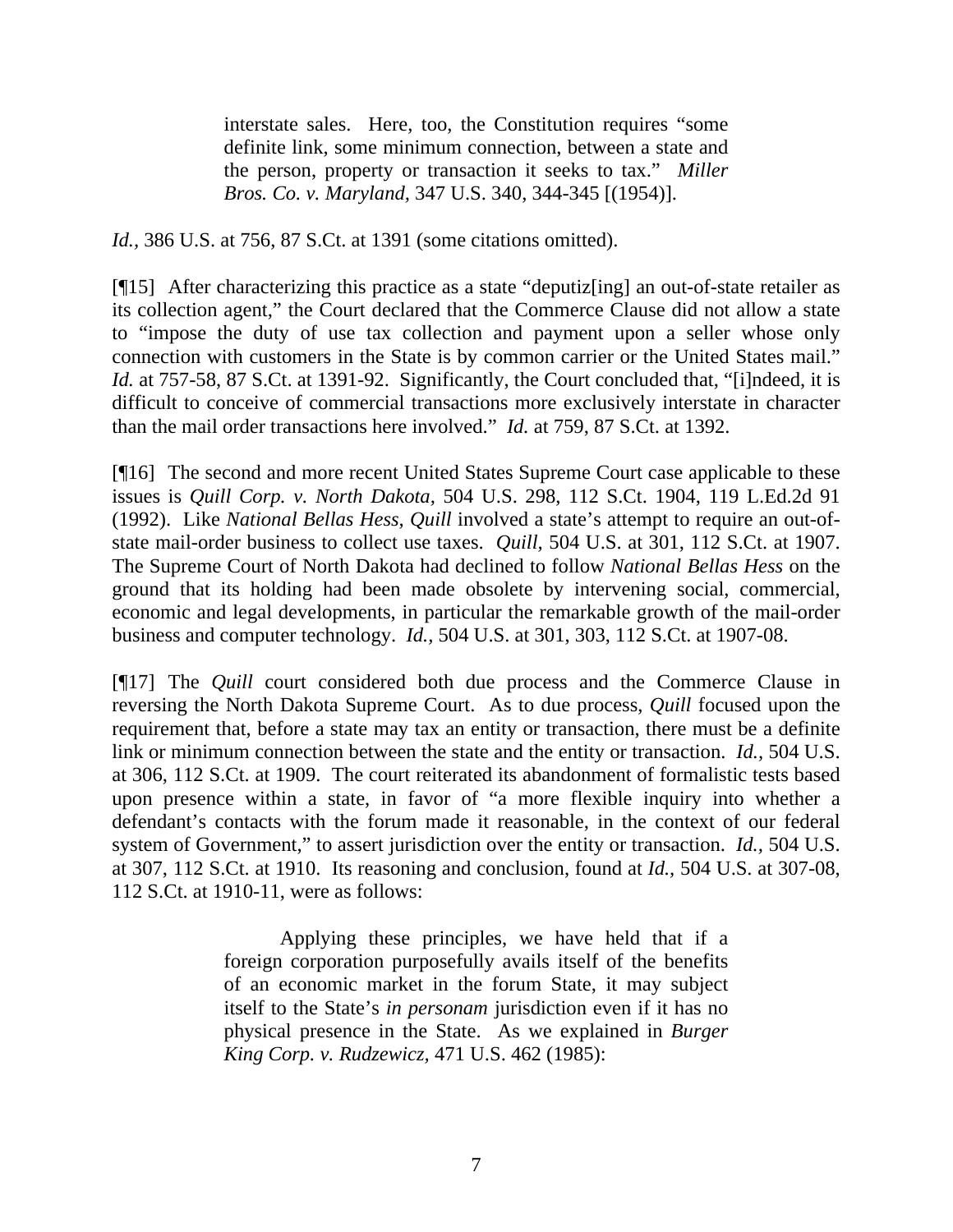> interstate sales. Here, too, the Constitution requires "some definite link, some minimum connection, between a state and the person, property or transaction it seeks to tax." *Miller Bros. Co. v. Maryland*, 347 U.S. 340, 344-345 [(1954)].

*Id.*, 386 U.S. at 756, 87 S.Ct. at 1391 (some citations omitted).

[¶15] After characterizing this practice as a state "deputiz[ing] an out-of-state retailer as its collection agent," the Court declared that the Commerce Clause did not allow a state to "impose the duty of use tax collection and payment upon a seller whose only connection with customers in the State is by common carrier or the United States mail." *Id.* at 757-58, 87 S.Ct. at 1391-92. Significantly, the Court concluded that, "[i]ndeed, it is difficult to conceive of commercial transactions more exclusively interstate in character than the mail order transactions here involved." *Id.* at 759, 87 S.Ct. at 1392.

[¶16] The second and more recent United States Supreme Court case applicable to these issues is *Quill Corp. v. North Dakota*, 504 U.S. 298, 112 S.Ct. 1904, 119 L.Ed.2d 91 (1992). Like *National Bellas Hess*, *Quill* involved a state's attempt to require an out-of-state mail-order business to collect use taxes. *Quill*, 504 U.S. at 301, 112 S.Ct. at 1907. The Supreme Court of North Dakota had declined to follow *National Bellas Hess* on the ground that its holding had been made obsolete by intervening social, commercial, economic and legal developments, in particular the remarkable growth of the mail-order business and computer technology. *Id.*, 504 U.S. at 301, 303, 112 S.Ct. at 1907-08.

[¶17] The *Quill* court considered both due process and the Commerce Clause in reversing the North Dakota Supreme Court. As to due process, *Quill* focused upon the requirement that, before a state may tax an entity or transaction, there must be a definite link or minimum connection between the state and the entity or transaction. *Id.*, 504 U.S. at 306, 112 S.Ct. at 1909. The court reiterated its abandonment of formalistic tests based upon presence within a state, in favor of "a more flexible inquiry into whether a defendant's contacts with the forum made it reasonable, in the context of our federal system of Government," to assert jurisdiction over the entity or transaction. *Id.*, 504 U.S. at 307, 112 S.Ct. at 1910. Its reasoning and conclusion, found at *Id.*, 504 U.S. at 307-08, 112 S.Ct. at 1910-11, were as follows:

> Applying these principles, we have held that if a foreign corporation purposefully avails itself of the benefits of an economic market in the forum State, it may subject itself to the State's *in personam* jurisdiction even if it has no physical presence in the State. As we explained in *Burger King Corp. v. Rudzewicz*, 471 U.S. 462 (1985):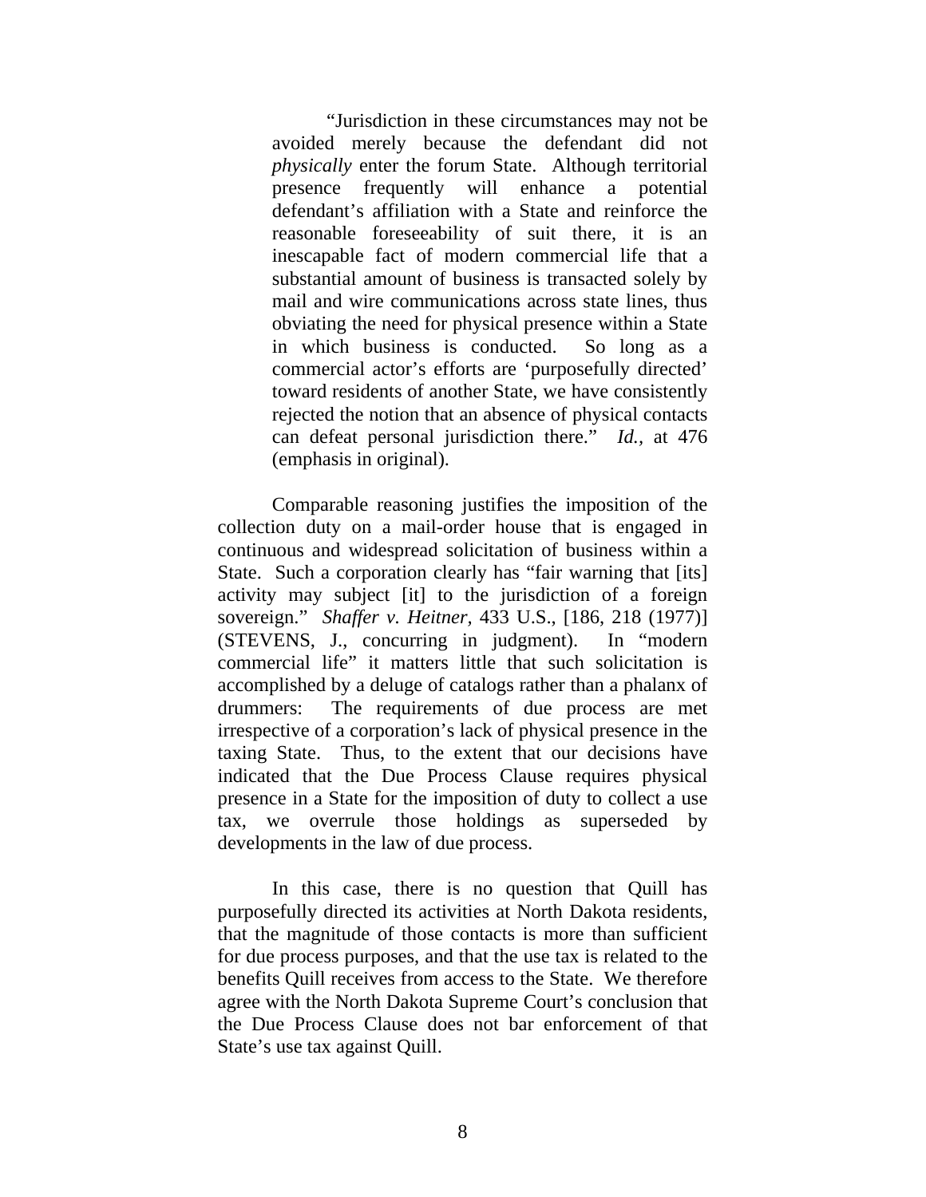> "Jurisdiction in these circumstances may not be avoided merely because the defendant did not *physically* enter the forum State. Although territorial presence frequently will enhance a potential defendant's affiliation with a State and reinforce the reasonable foreseeability of suit there, it is an inescapable fact of modern commercial life that a substantial amount of business is transacted solely by mail and wire communications across state lines, thus obviating the need for physical presence within a State in which business is conducted. So long as a commercial actor's efforts are 'purposefully directed' toward residents of another State, we have consistently rejected the notion that an absence of physical contacts can defeat personal jurisdiction there." *Id.,* at 476 (emphasis in original).

Comparable reasoning justifies the imposition of the collection duty on a mail-order house that is engaged in continuous and widespread solicitation of business within a State. Such a corporation clearly has "fair warning that [its] activity may subject [it] to the jurisdiction of a foreign sovereign." *Shaffer v. Heitner*, 433 U.S., [186, 218 (1977)] (STEVENS, J., concurring in judgment). In "modern commercial life" it matters little that such solicitation is accomplished by a deluge of catalogs rather than a phalanx of drummers: The requirements of due process are met irrespective of a corporation's lack of physical presence in the taxing State. Thus, to the extent that our decisions have indicated that the Due Process Clause requires physical presence in a State for the imposition of duty to collect a use tax, we overrule those holdings as superseded by developments in the law of due process.

In this case, there is no question that Quill has purposefully directed its activities at North Dakota residents, that the magnitude of those contacts is more than sufficient for due process purposes, and that the use tax is related to the benefits Quill receives from access to the State. We therefore agree with the North Dakota Supreme Court's conclusion that the Due Process Clause does not bar enforcement of that State's use tax against Quill.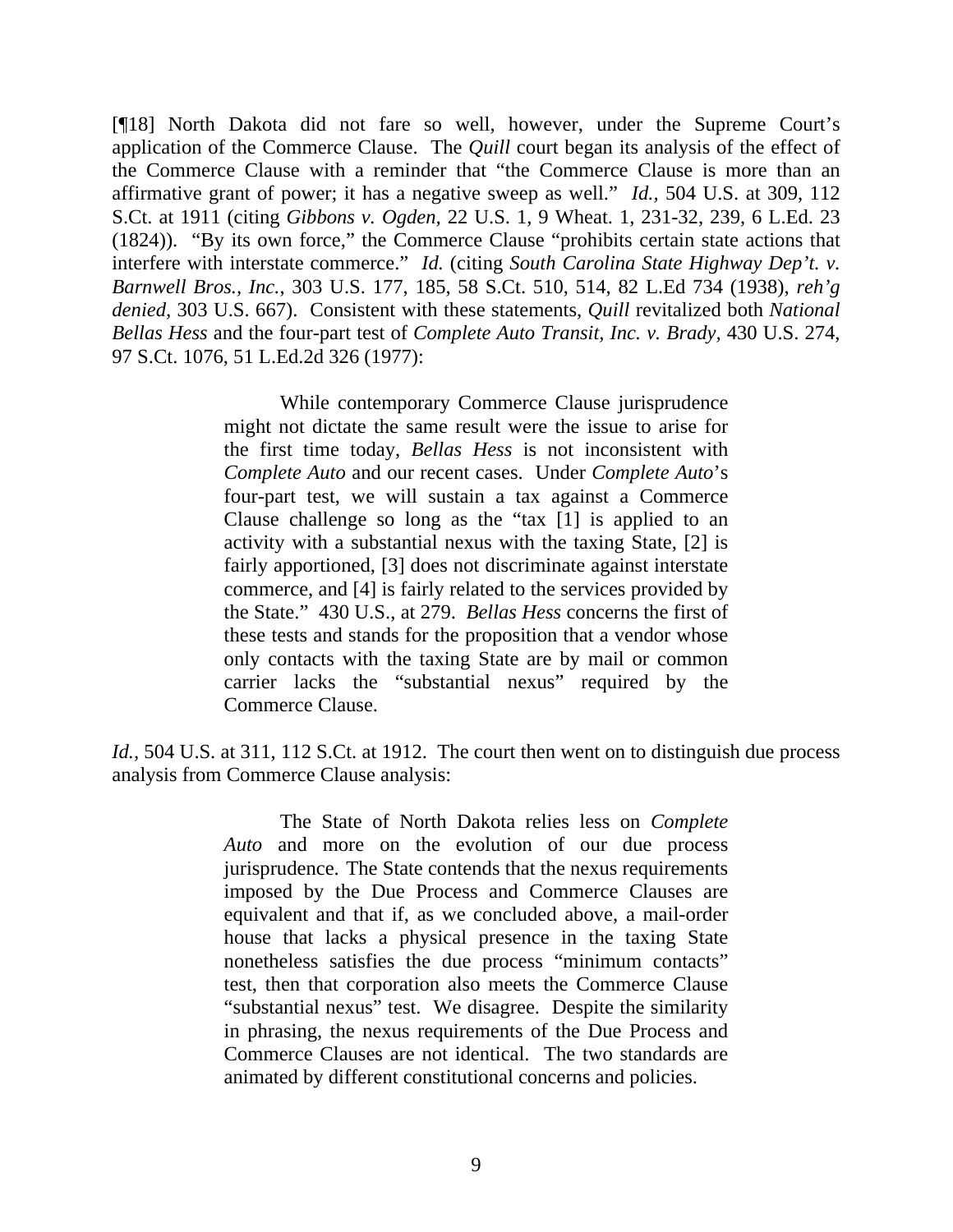[¶18] North Dakota did not fare so well, however, under the Supreme Court's application of the Commerce Clause. The *Quill* court began its analysis of the effect of the Commerce Clause with a reminder that "the Commerce Clause is more than an affirmative grant of power; it has a negative sweep as well." *Id.,* 504 U.S. at 309, 112 S.Ct. at 1911 (citing *Gibbons v. Ogden,* 22 U.S. 1, 9 Wheat. 1, 231-32, 239, 6 L.Ed. 23 (1824)). "By its own force," the Commerce Clause "prohibits certain state actions that interfere with interstate commerce." *Id.* (citing *South Carolina State Highway Dep't. v. Barnwell Bros., Inc.*, 303 U.S. 177, 185, 58 S.Ct. 510, 514, 82 L.Ed 734 (1938), *reh'g denied*, 303 U.S. 667). Consistent with these statements, *Quill* revitalized both *National Bellas Hess* and the four-part test of *Complete Auto Transit, Inc. v. Brady,* 430 U.S. 274, 97 S.Ct. 1076, 51 L.Ed.2d 326 (1977):

> While contemporary Commerce Clause jurisprudence might not dictate the same result were the issue to arise for the first time today, *Bellas Hess* is not inconsistent with *Complete Auto* and our recent cases. Under *Complete Auto*'s four-part test, we will sustain a tax against a Commerce Clause challenge so long as the "tax [1] is applied to an activity with a substantial nexus with the taxing State, [2] is fairly apportioned, [3] does not discriminate against interstate commerce, and [4] is fairly related to the services provided by the State." 430 U.S., at 279. *Bellas Hess* concerns the first of these tests and stands for the proposition that a vendor whose only contacts with the taxing State are by mail or common carrier lacks the "substantial nexus" required by the Commerce Clause.

*Id.,* 504 U.S. at 311, 112 S.Ct. at 1912. The court then went on to distinguish due process analysis from Commerce Clause analysis:

> The State of North Dakota relies less on *Complete Auto* and more on the evolution of our due process jurisprudence. The State contends that the nexus requirements imposed by the Due Process and Commerce Clauses are equivalent and that if, as we concluded above, a mail-order house that lacks a physical presence in the taxing State nonetheless satisfies the due process "minimum contacts" test, then that corporation also meets the Commerce Clause "substantial nexus" test. We disagree. Despite the similarity in phrasing, the nexus requirements of the Due Process and Commerce Clauses are not identical. The two standards are animated by different constitutional concerns and policies.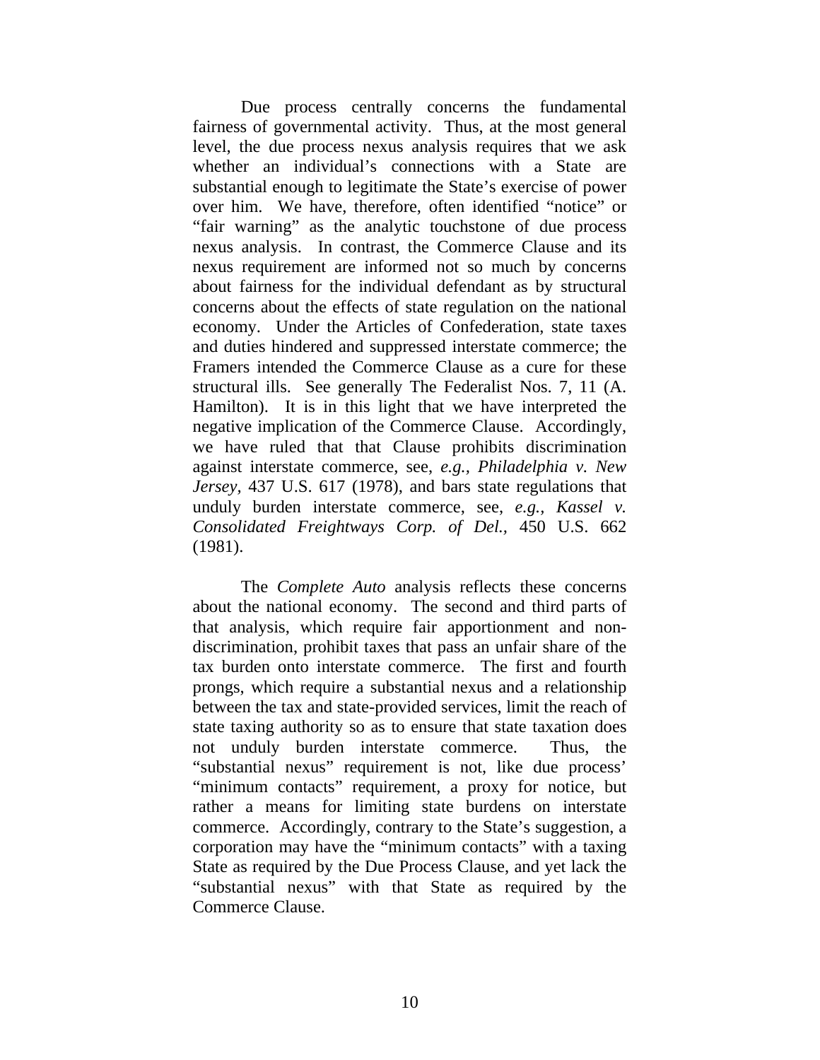Due process centrally concerns the fundamental fairness of governmental activity. Thus, at the most general level, the due process nexus analysis requires that we ask whether an individual's connections with a State are substantial enough to legitimate the State's exercise of power over him. We have, therefore, often identified "notice" or "fair warning" as the analytic touchstone of due process nexus analysis. In contrast, the Commerce Clause and its nexus requirement are informed not so much by concerns about fairness for the individual defendant as by structural concerns about the effects of state regulation on the national economy. Under the Articles of Confederation, state taxes and duties hindered and suppressed interstate commerce; the Framers intended the Commerce Clause as a cure for these structural ills. See generally The Federalist Nos. 7, 11 (A. Hamilton). It is in this light that we have interpreted the negative implication of the Commerce Clause. Accordingly, we have ruled that that Clause prohibits discrimination against interstate commerce, see, *e.g.*, *Philadelphia v. New Jersey*, 437 U.S. 617 (1978), and bars state regulations that unduly burden interstate commerce, see, *e.g.*, *Kassel v. Consolidated Freightways Corp. of Del.*, 450 U.S. 662 (1981).

The *Complete Auto* analysis reflects these concerns about the national economy. The second and third parts of that analysis, which require fair apportionment and non-discrimination, prohibit taxes that pass an unfair share of the tax burden onto interstate commerce. The first and fourth prongs, which require a substantial nexus and a relationship between the tax and state-provided services, limit the reach of state taxing authority so as to ensure that state taxation does not unduly burden interstate commerce. Thus, the "substantial nexus" requirement is not, like due process' "minimum contacts" requirement, a proxy for notice, but rather a means for limiting state burdens on interstate commerce. Accordingly, contrary to the State's suggestion, a corporation may have the "minimum contacts" with a taxing State as required by the Due Process Clause, and yet lack the "substantial nexus" with that State as required by the Commerce Clause.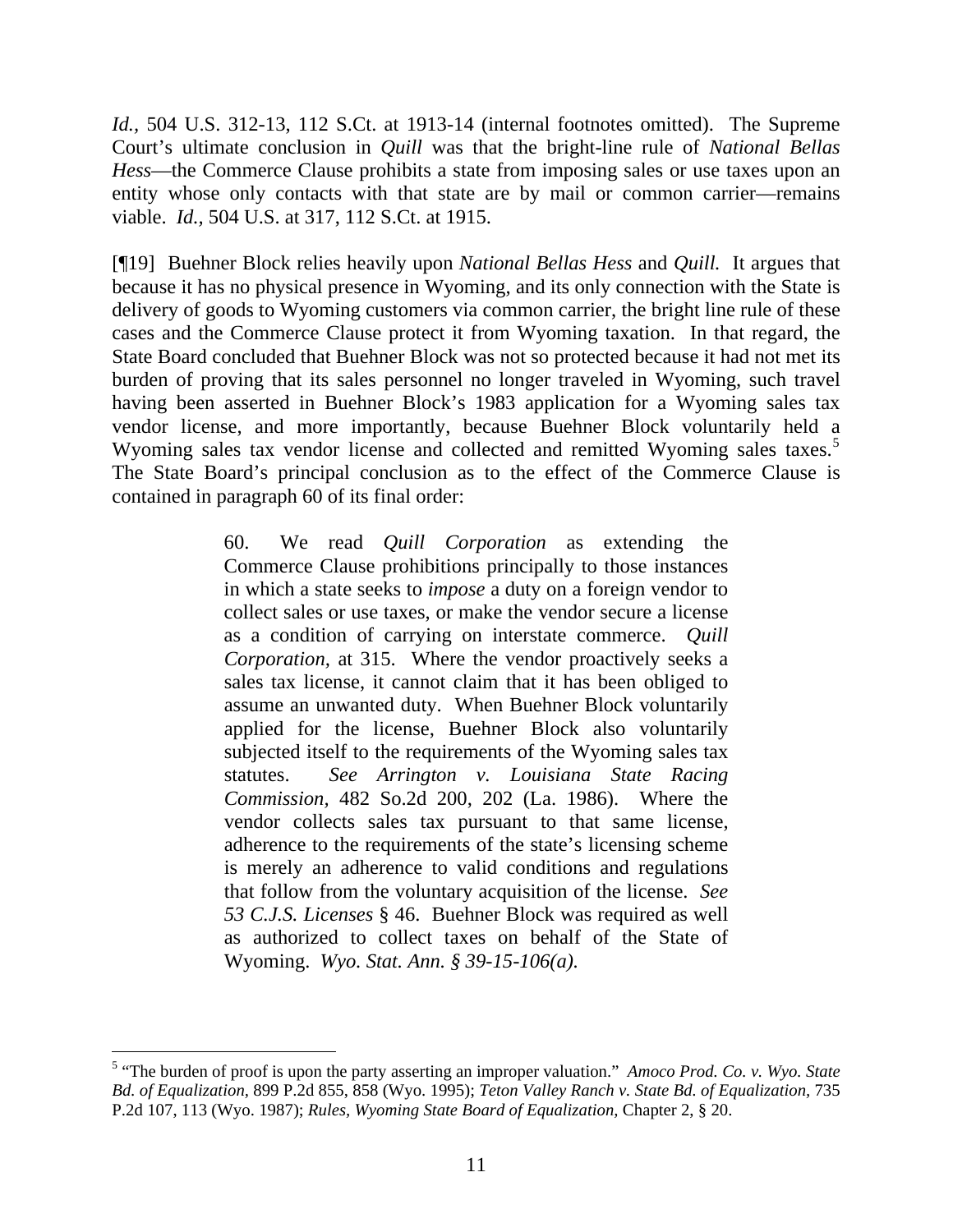*Id.*, 504 U.S. 312-13, 112 S.Ct. at 1913-14 (internal footnotes omitted). The Supreme Court's ultimate conclusion in *Quill* was that the bright-line rule of *National Bellas Hess*—the Commerce Clause prohibits a state from imposing sales or use taxes upon an entity whose only contacts with that state are by mail or common carrier—remains viable. *Id.*, 504 U.S. at 317, 112 S.Ct. at 1915.

[¶19] Buehner Block relies heavily upon *National Bellas Hess* and *Quill.* It argues that because it has no physical presence in Wyoming, and its only connection with the State is delivery of goods to Wyoming customers via common carrier, the bright line rule of these cases and the Commerce Clause protect it from Wyoming taxation. In that regard, the State Board concluded that Buehner Block was not so protected because it had not met its burden of proving that its sales personnel no longer traveled in Wyoming, such travel having been asserted in Buehner Block's 1983 application for a Wyoming sales tax vendor license, and more importantly, because Buehner Block voluntarily held a Wyoming sales tax vendor license and collected and remitted Wyoming sales taxes.[5] The State Board's principal conclusion as to the effect of the Commerce Clause is contained in paragraph 60 of its final order:

> 60. We read *Quill Corporation* as extending the Commerce Clause prohibitions principally to those instances in which a state seeks to *impose* a duty on a foreign vendor to collect sales or use taxes, or make the vendor secure a license as a condition of carrying on interstate commerce. *Quill Corporation*, at 315. Where the vendor proactively seeks a sales tax license, it cannot claim that it has been obliged to assume an unwanted duty. When Buehner Block voluntarily applied for the license, Buehner Block also voluntarily subjected itself to the requirements of the Wyoming sales tax statutes. *See Arrington v. Louisiana State Racing Commission*, 482 So.2d 200, 202 (La. 1986). Where the vendor collects sales tax pursuant to that same license, adherence to the requirements of the state's licensing scheme is merely an adherence to valid conditions and regulations that follow from the voluntary acquisition of the license. *See 53 C.J.S. Licenses* § 46. Buehner Block was required as well as authorized to collect taxes on behalf of the State of Wyoming. *Wyo. Stat. Ann. § 39-15-106(a).*

---

[5] "The burden of proof is upon the party asserting an improper valuation." *Amoco Prod. Co. v. Wyo. State Bd. of Equalization*, 899 P.2d 855, 858 (Wyo. 1995); *Teton Valley Ranch v. State Bd. of Equalization*, 735 P.2d 107, 113 (Wyo. 1987); *Rules, Wyoming State Board of Equalization*, Chapter 2, § 20.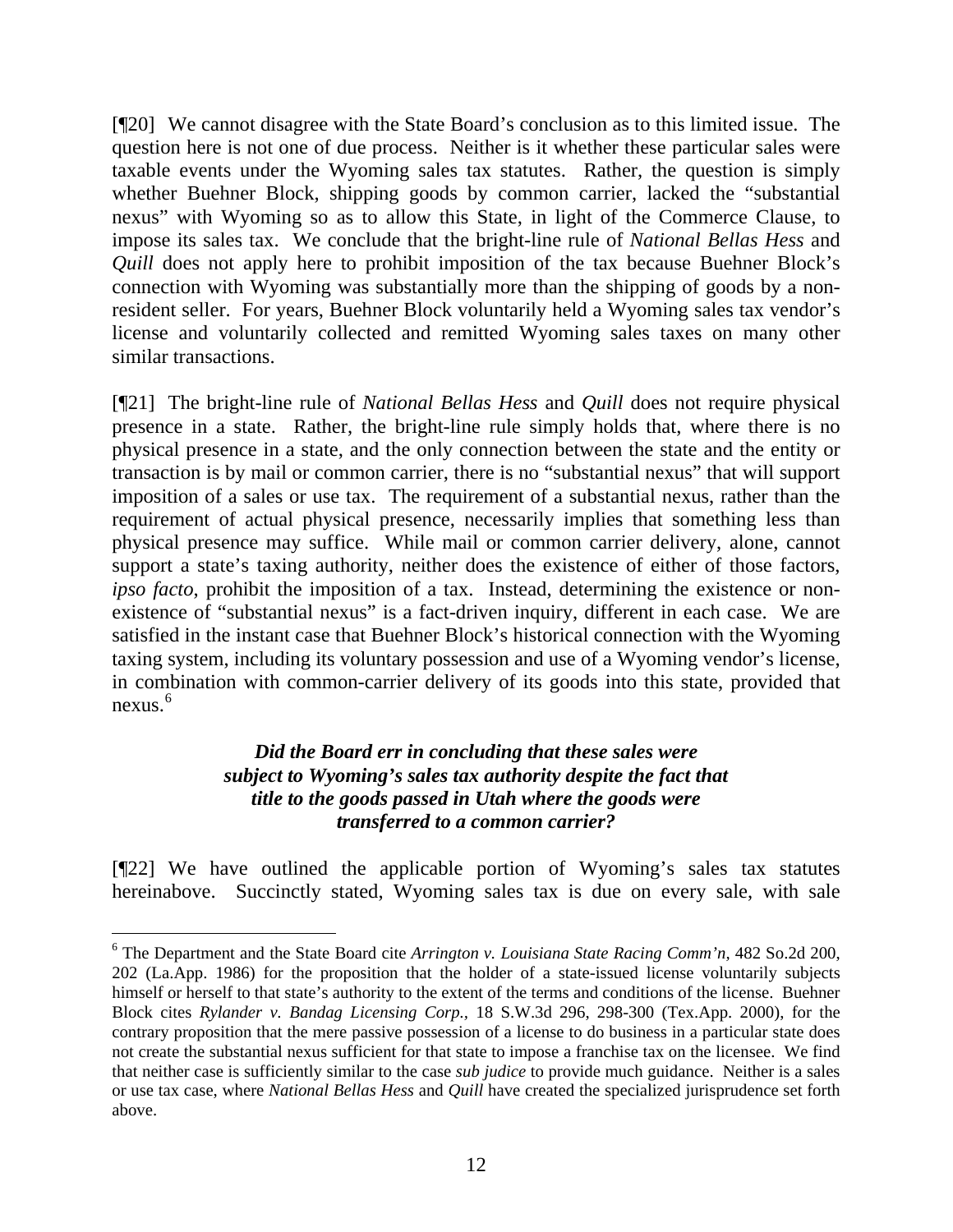[¶20] We cannot disagree with the State Board's conclusion as to this limited issue. The question here is not one of due process. Neither is it whether these particular sales were taxable events under the Wyoming sales tax statutes. Rather, the question is simply whether Buehner Block, shipping goods by common carrier, lacked the "substantial nexus" with Wyoming so as to allow this State, in light of the Commerce Clause, to impose its sales tax. We conclude that the bright-line rule of *National Bellas Hess* and *Quill* does not apply here to prohibit imposition of the tax because Buehner Block's connection with Wyoming was substantially more than the shipping of goods by a non-resident seller. For years, Buehner Block voluntarily held a Wyoming sales tax vendor's license and voluntarily collected and remitted Wyoming sales taxes on many other similar transactions.

[¶21] The bright-line rule of *National Bellas Hess* and *Quill* does not require physical presence in a state. Rather, the bright-line rule simply holds that, where there is no physical presence in a state, and the only connection between the state and the entity or transaction is by mail or common carrier, there is no "substantial nexus" that will support imposition of a sales or use tax. The requirement of a substantial nexus, rather than the requirement of actual physical presence, necessarily implies that something less than physical presence may suffice. While mail or common carrier delivery, alone, cannot support a state's taxing authority, neither does the existence of either of those factors, *ipso facto,* prohibit the imposition of a tax. Instead, determining the existence or non-existence of "substantial nexus" is a fact-driven inquiry, different in each case. We are satisfied in the instant case that Buehner Block's historical connection with the Wyoming taxing system, including its voluntary possession and use of a Wyoming vendor's license, in combination with common-carrier delivery of its goods into this state, provided that nexus.[6]

***Did the Board err in concluding that these sales were subject to Wyoming's sales tax authority despite the fact that title to the goods passed in Utah where the goods were transferred to a common carrier?***

[¶22] We have outlined the applicable portion of Wyoming's sales tax statutes hereinabove. Succinctly stated, Wyoming sales tax is due on every sale, with sale

---

[6] The Department and the State Board cite *Arrington v. Louisiana State Racing Comm'n,* 482 So.2d 200, 202 (La.App. 1986) for the proposition that the holder of a state-issued license voluntarily subjects himself or herself to that state's authority to the extent of the terms and conditions of the license. Buehner Block cites *Rylander v. Bandag Licensing Corp.,* 18 S.W.3d 296, 298-300 (Tex.App. 2000), for the contrary proposition that the mere passive possession of a license to do business in a particular state does not create the substantial nexus sufficient for that state to impose a franchise tax on the licensee. We find that neither case is sufficiently similar to the case *sub judice* to provide much guidance. Neither is a sales or use tax case, where *National Bellas Hess* and *Quill* have created the specialized jurisprudence set forth above.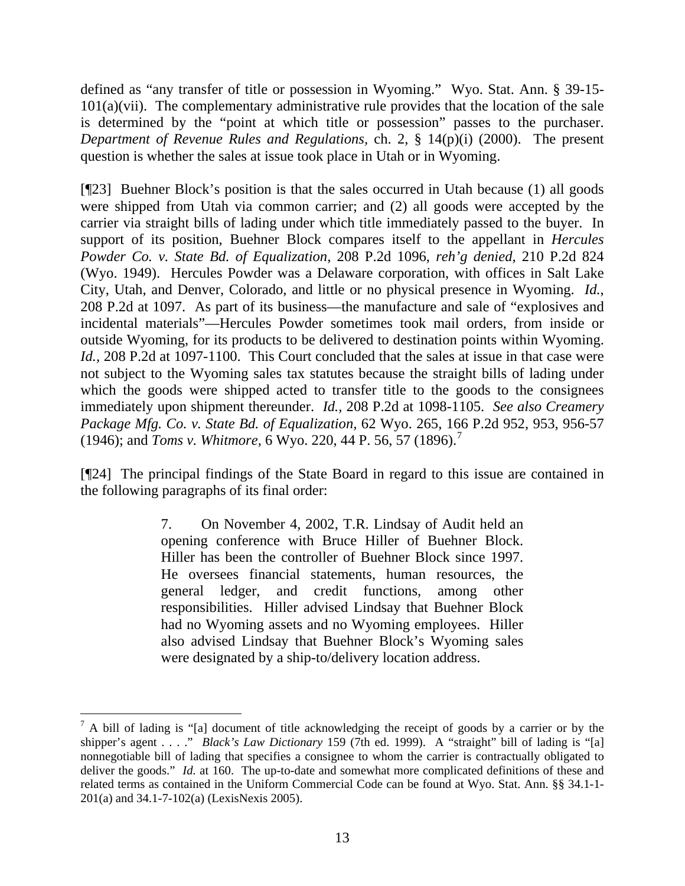defined as "any transfer of title or possession in Wyoming." Wyo. Stat. Ann. § 39-15-101(a)(vii). The complementary administrative rule provides that the location of the sale is determined by the "point at which title or possession" passes to the purchaser. *Department of Revenue Rules and Regulations,* ch. 2, § 14(p)(i) (2000). The present question is whether the sales at issue took place in Utah or in Wyoming.

[¶23] Buehner Block's position is that the sales occurred in Utah because (1) all goods were shipped from Utah via common carrier; and (2) all goods were accepted by the carrier via straight bills of lading under which title immediately passed to the buyer. In support of its position, Buehner Block compares itself to the appellant in *Hercules Powder Co. v. State Bd. of Equalization,* 208 P.2d 1096, *reh'g denied,* 210 P.2d 824 (Wyo. 1949). Hercules Powder was a Delaware corporation, with offices in Salt Lake City, Utah, and Denver, Colorado, and little or no physical presence in Wyoming. *Id.*, 208 P.2d at 1097. As part of its business—the manufacture and sale of "explosives and incidental materials"—Hercules Powder sometimes took mail orders, from inside or outside Wyoming, for its products to be delivered to destination points within Wyoming. *Id.*, 208 P.2d at 1097-1100. This Court concluded that the sales at issue in that case were not subject to the Wyoming sales tax statutes because the straight bills of lading under which the goods were shipped acted to transfer title to the goods to the consignees immediately upon shipment thereunder. *Id.*, 208 P.2d at 1098-1105. *See also Creamery Package Mfg. Co. v. State Bd. of Equalization,* 62 Wyo. 265, 166 P.2d 952, 953, 956-57 (1946); and *Toms v. Whitmore,* 6 Wyo. 220, 44 P. 56, 57 (1896).[7]

[¶24] The principal findings of the State Board in regard to this issue are contained in the following paragraphs of its final order:

> 7. On November 4, 2002, T.R. Lindsay of Audit held an opening conference with Bruce Hiller of Buehner Block. Hiller has been the controller of Buehner Block since 1997. He oversees financial statements, human resources, the general ledger, and credit functions, among other responsibilities. Hiller advised Lindsay that Buehner Block had no Wyoming assets and no Wyoming employees. Hiller also advised Lindsay that Buehner Block's Wyoming sales were designated by a ship-to/delivery location address.

---

[7] A bill of lading is "[a] document of title acknowledging the receipt of goods by a carrier or by the shipper's agent . . . ." *Black's Law Dictionary* 159 (7th ed. 1999). A "straight" bill of lading is "[a] nonnegotiable bill of lading that specifies a consignee to whom the carrier is contractually obligated to deliver the goods." *Id.* at 160. The up-to-date and somewhat more complicated definitions of these and related terms as contained in the Uniform Commercial Code can be found at Wyo. Stat. Ann. §§ 34.1-1-201(a) and 34.1-7-102(a) (LexisNexis 2005).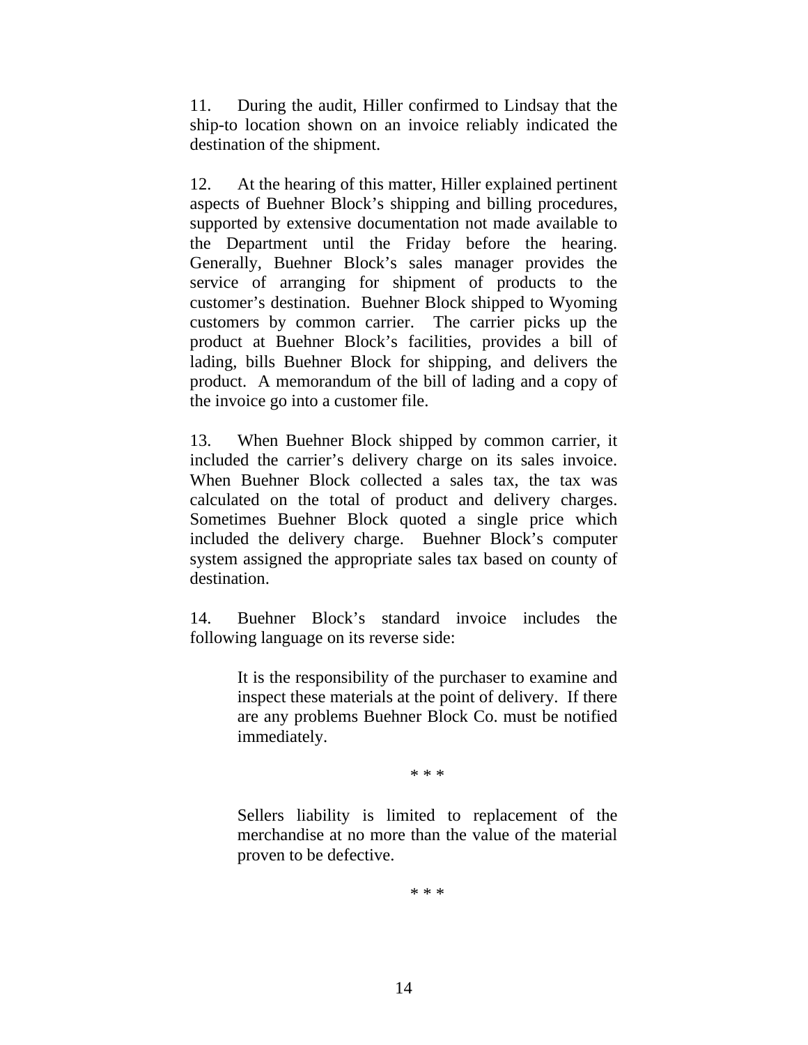11. During the audit, Hiller confirmed to Lindsay that the ship-to location shown on an invoice reliably indicated the destination of the shipment.

12. At the hearing of this matter, Hiller explained pertinent aspects of Buehner Block's shipping and billing procedures, supported by extensive documentation not made available to the Department until the Friday before the hearing. Generally, Buehner Block's sales manager provides the service of arranging for shipment of products to the customer's destination. Buehner Block shipped to Wyoming customers by common carrier. The carrier picks up the product at Buehner Block's facilities, provides a bill of lading, bills Buehner Block for shipping, and delivers the product. A memorandum of the bill of lading and a copy of the invoice go into a customer file.

13. When Buehner Block shipped by common carrier, it included the carrier's delivery charge on its sales invoice. When Buehner Block collected a sales tax, the tax was calculated on the total of product and delivery charges. Sometimes Buehner Block quoted a single price which included the delivery charge. Buehner Block's computer system assigned the appropriate sales tax based on county of destination.

14. Buehner Block's standard invoice includes the following language on its reverse side:

> It is the responsibility of the purchaser to examine and inspect these materials at the point of delivery. If there are any problems Buehner Block Co. must be notified immediately.
>
> \* \* \*
>
> Sellers liability is limited to replacement of the merchandise at no more than the value of the material proven to be defective.
>
> \* \* \*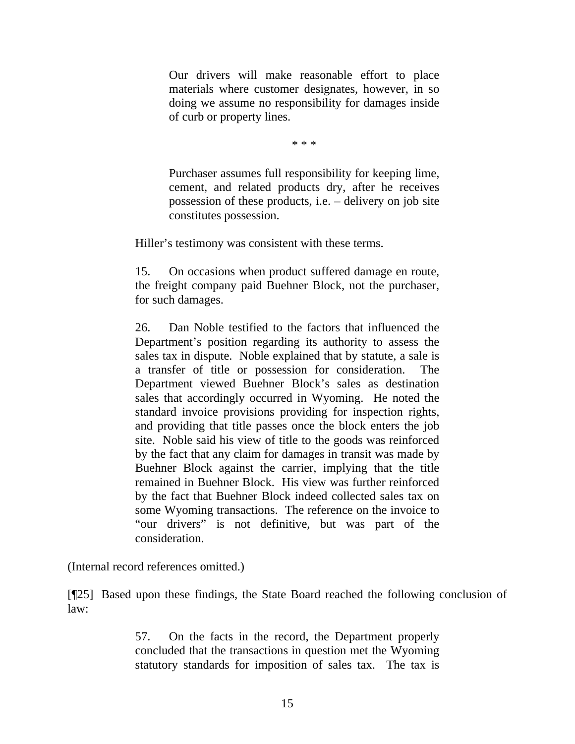> Our drivers will make reasonable effort to place materials where customer designates, however, in so doing we assume no responsibility for damages inside of curb or property lines.
>
> * * *
>
> Purchaser assumes full responsibility for keeping lime, cement, and related products dry, after he receives possession of these products, i.e. – delivery on job site constitutes possession.

> Hiller's testimony was consistent with these terms.
>
> 15. On occasions when product suffered damage en route, the freight company paid Buehner Block, not the purchaser, for such damages.
>
> 26. Dan Noble testified to the factors that influenced the Department's position regarding its authority to assess the sales tax in dispute. Noble explained that by statute, a sale is a transfer of title or possession for consideration. The Department viewed Buehner Block's sales as destination sales that accordingly occurred in Wyoming. He noted the standard invoice provisions providing for inspection rights, and providing that title passes once the block enters the job site. Noble said his view of title to the goods was reinforced by the fact that any claim for damages in transit was made by Buehner Block against the carrier, implying that the title remained in Buehner Block. His view was further reinforced by the fact that Buehner Block indeed collected sales tax on some Wyoming transactions. The reference on the invoice to "our drivers" is not definitive, but was part of the consideration.

(Internal record references omitted.)

[¶25] Based upon these findings, the State Board reached the following conclusion of law:

> 57. On the facts in the record, the Department properly concluded that the transactions in question met the Wyoming statutory standards for imposition of sales tax. The tax is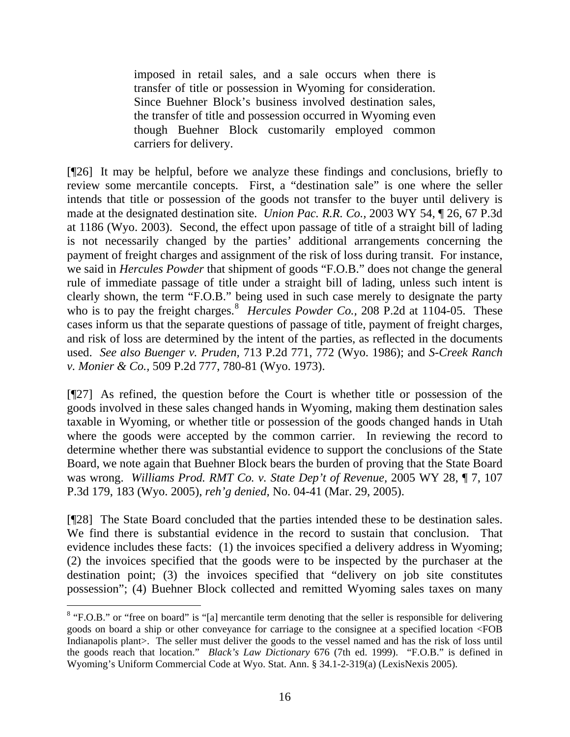> imposed in retail sales, and a sale occurs when there is transfer of title or possession in Wyoming for consideration. Since Buehner Block's business involved destination sales, the transfer of title and possession occurred in Wyoming even though Buehner Block customarily employed common carriers for delivery.

[¶26] It may be helpful, before we analyze these findings and conclusions, briefly to review some mercantile concepts. First, a "destination sale" is one where the seller intends that title or possession of the goods not transfer to the buyer until delivery is made at the designated destination site. *Union Pac. R.R. Co.,* 2003 WY 54, ¶ 26, 67 P.3d at 1186 (Wyo. 2003). Second, the effect upon passage of title of a straight bill of lading is not necessarily changed by the parties' additional arrangements concerning the payment of freight charges and assignment of the risk of loss during transit. For instance, we said in *Hercules Powder* that shipment of goods "F.O.B." does not change the general rule of immediate passage of title under a straight bill of lading, unless such intent is clearly shown, the term "F.O.B." being used in such case merely to designate the party who is to pay the freight charges.[8] *Hercules Powder Co.*, 208 P.2d at 1104-05. These cases inform us that the separate questions of passage of title, payment of freight charges, and risk of loss are determined by the intent of the parties, as reflected in the documents used. *See also Buenger v. Pruden,* 713 P.2d 771, 772 (Wyo. 1986); and *S-Creek Ranch v. Monier & Co.,* 509 P.2d 777, 780-81 (Wyo. 1973).

[¶27] As refined, the question before the Court is whether title or possession of the goods involved in these sales changed hands in Wyoming, making them destination sales taxable in Wyoming, or whether title or possession of the goods changed hands in Utah where the goods were accepted by the common carrier. In reviewing the record to determine whether there was substantial evidence to support the conclusions of the State Board, we note again that Buehner Block bears the burden of proving that the State Board was wrong. *Williams Prod. RMT Co. v. State Dep't of Revenue,* 2005 WY 28, ¶ 7, 107 P.3d 179, 183 (Wyo. 2005), *reh'g denied,* No. 04-41 (Mar. 29, 2005).

[¶28] The State Board concluded that the parties intended these to be destination sales. We find there is substantial evidence in the record to sustain that conclusion. That evidence includes these facts: (1) the invoices specified a delivery address in Wyoming; (2) the invoices specified that the goods were to be inspected by the purchaser at the destination point; (3) the invoices specified that "delivery on job site constitutes possession"; (4) Buehner Block collected and remitted Wyoming sales taxes on many

---

[8] "F.O.B." or "free on board" is "[a] mercantile term denoting that the seller is responsible for delivering goods on board a ship or other conveyance for carriage to the consignee at a specified location <FOB Indianapolis plant>. The seller must deliver the goods to the vessel named and has the risk of loss until the goods reach that location." *Black's Law Dictionary* 676 (7th ed. 1999). "F.O.B." is defined in Wyoming's Uniform Commercial Code at Wyo. Stat. Ann. § 34.1-2-319(a) (LexisNexis 2005).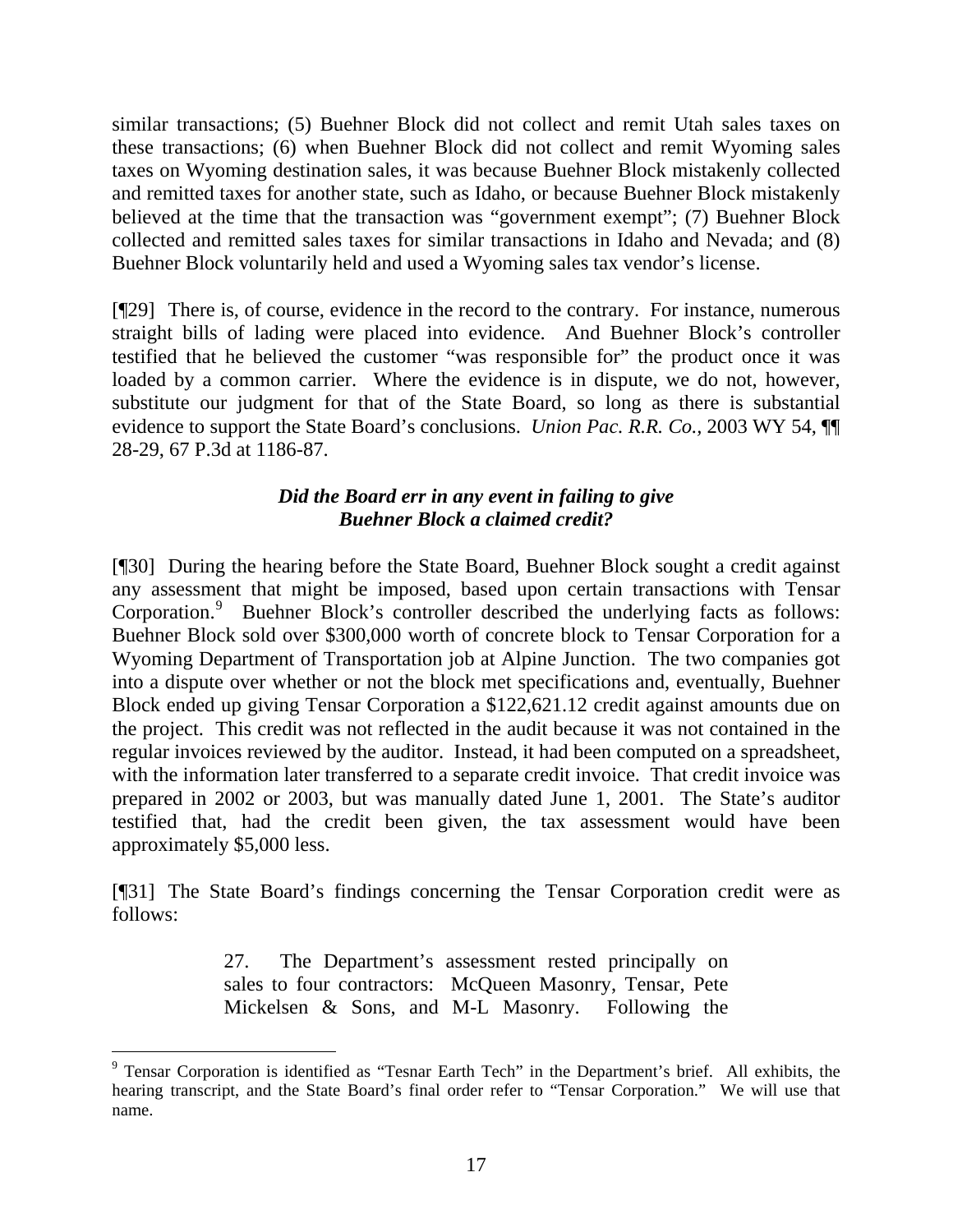similar transactions; (5) Buehner Block did not collect and remit Utah sales taxes on these transactions; (6) when Buehner Block did not collect and remit Wyoming sales taxes on Wyoming destination sales, it was because Buehner Block mistakenly collected and remitted taxes for another state, such as Idaho, or because Buehner Block mistakenly believed at the time that the transaction was "government exempt"; (7) Buehner Block collected and remitted sales taxes for similar transactions in Idaho and Nevada; and (8) Buehner Block voluntarily held and used a Wyoming sales tax vendor's license.

[¶29] There is, of course, evidence in the record to the contrary. For instance, numerous straight bills of lading were placed into evidence. And Buehner Block's controller testified that he believed the customer "was responsible for" the product once it was loaded by a common carrier. Where the evidence is in dispute, we do not, however, substitute our judgment for that of the State Board, so long as there is substantial evidence to support the State Board's conclusions. *Union Pac. R.R. Co.*, 2003 WY 54, ¶¶ 28-29, 67 P.3d at 1186-87.

### *Did the Board err in any event in failing to give Buehner Block a claimed credit?*

[¶30] During the hearing before the State Board, Buehner Block sought a credit against any assessment that might be imposed, based upon certain transactions with Tensar Corporation.[9] Buehner Block's controller described the underlying facts as follows: Buehner Block sold over $300,000 worth of concrete block to Tensar Corporation for a Wyoming Department of Transportation job at Alpine Junction. The two companies got into a dispute over whether or not the block met specifications and, eventually, Buehner Block ended up giving Tensar Corporation a $122,621.12 credit against amounts due on the project. This credit was not reflected in the audit because it was not contained in the regular invoices reviewed by the auditor. Instead, it had been computed on a spreadsheet, with the information later transferred to a separate credit invoice. That credit invoice was prepared in 2002 or 2003, but was manually dated June 1, 2001. The State's auditor testified that, had the credit been given, the tax assessment would have been approximately $5,000 less.

[¶31] The State Board's findings concerning the Tensar Corporation credit were as follows:

> 27. The Department's assessment rested principally on sales to four contractors: McQueen Masonry, Tensar, Pete Mickelsen & Sons, and M-L Masonry. Following the

[9] Tensar Corporation is identified as "Tesnar Earth Tech" in the Department's brief. All exhibits, the hearing transcript, and the State Board's final order refer to "Tensar Corporation." We will use that name.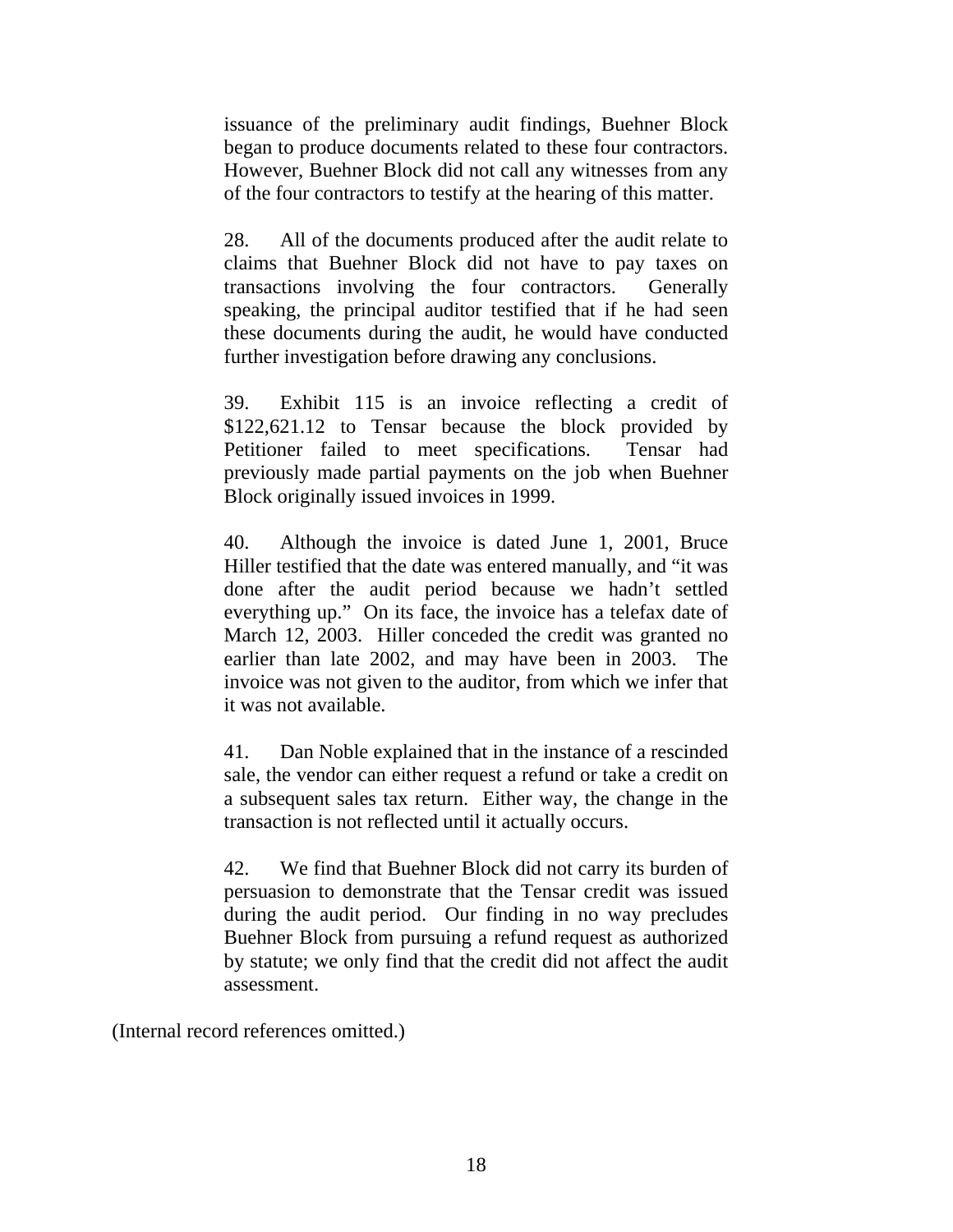issuance of the preliminary audit findings, Buehner Block began to produce documents related to these four contractors. However, Buehner Block did not call any witnesses from any of the four contractors to testify at the hearing of this matter.

28. All of the documents produced after the audit relate to claims that Buehner Block did not have to pay taxes on transactions involving the four contractors. Generally speaking, the principal auditor testified that if he had seen these documents during the audit, he would have conducted further investigation before drawing any conclusions.

39. Exhibit 115 is an invoice reflecting a credit of $122,621.12 to Tensar because the block provided by Petitioner failed to meet specifications. Tensar had previously made partial payments on the job when Buehner Block originally issued invoices in 1999.

40. Although the invoice is dated June 1, 2001, Bruce Hiller testified that the date was entered manually, and "it was done after the audit period because we hadn't settled everything up." On its face, the invoice has a telefax date of March 12, 2003. Hiller conceded the credit was granted no earlier than late 2002, and may have been in 2003. The invoice was not given to the auditor, from which we infer that it was not available.

41. Dan Noble explained that in the instance of a rescinded sale, the vendor can either request a refund or take a credit on a subsequent sales tax return. Either way, the change in the transaction is not reflected until it actually occurs.

42. We find that Buehner Block did not carry its burden of persuasion to demonstrate that the Tensar credit was issued during the audit period. Our finding in no way precludes Buehner Block from pursuing a refund request as authorized by statute; we only find that the credit did not affect the audit assessment.

(Internal record references omitted.)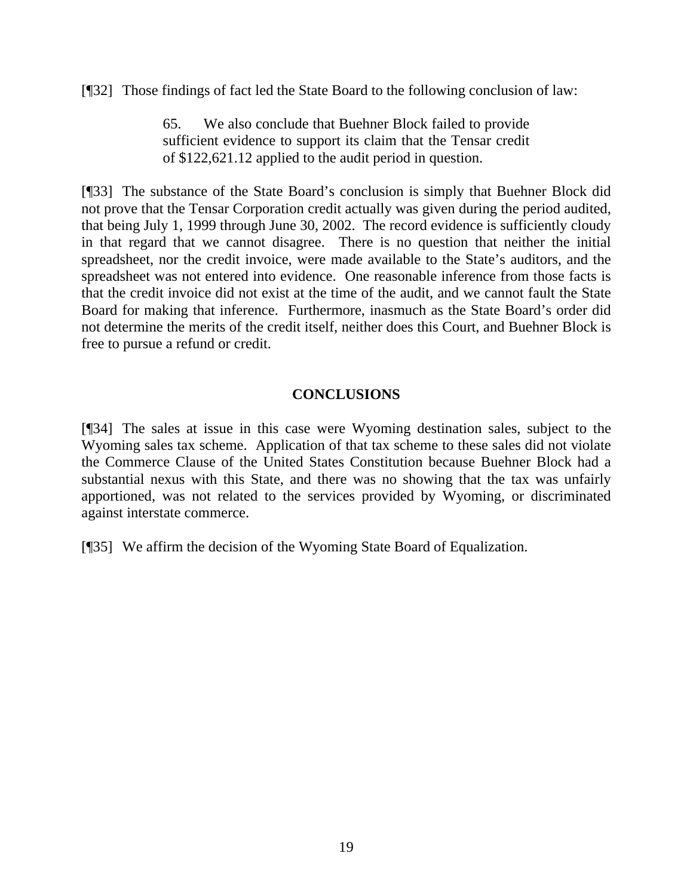[¶32] Those findings of fact led the State Board to the following conclusion of law:

> 65. We also conclude that Buehner Block failed to provide sufficient evidence to support its claim that the Tensar credit of $122,621.12 applied to the audit period in question.

[¶33] The substance of the State Board's conclusion is simply that Buehner Block did not prove that the Tensar Corporation credit actually was given during the period audited, that being July 1, 1999 through June 30, 2002. The record evidence is sufficiently cloudy in that regard that we cannot disagree. There is no question that neither the initial spreadsheet, nor the credit invoice, were made available to the State's auditors, and the spreadsheet was not entered into evidence. One reasonable inference from those facts is that the credit invoice did not exist at the time of the audit, and we cannot fault the State Board for making that inference. Furthermore, inasmuch as the State Board's order did not determine the merits of the credit itself, neither does this Court, and Buehner Block is free to pursue a refund or credit.

## CONCLUSIONS

[¶34] The sales at issue in this case were Wyoming destination sales, subject to the Wyoming sales tax scheme. Application of that tax scheme to these sales did not violate the Commerce Clause of the United States Constitution because Buehner Block had a substantial nexus with this State, and there was no showing that the tax was unfairly apportioned, was not related to the services provided by Wyoming, or discriminated against interstate commerce.

[¶35] We affirm the decision of the Wyoming State Board of Equalization.